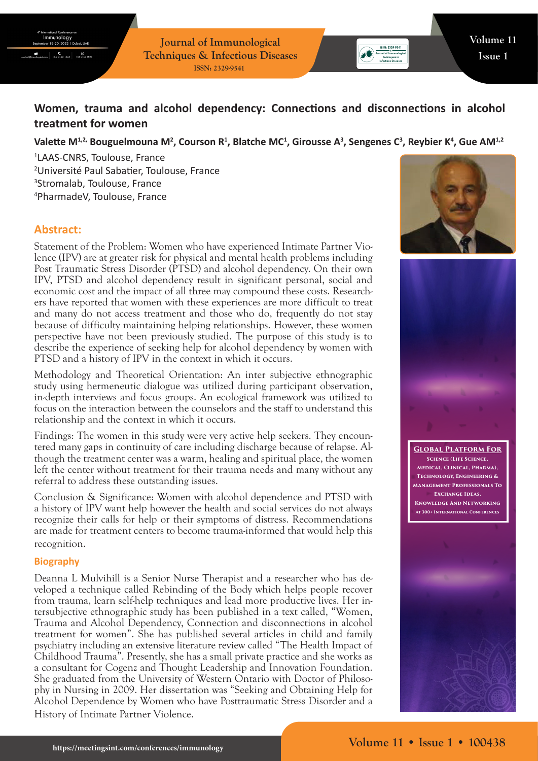# Women, trauma and alcohol dependency: Connections and disconnections in alcohol treatment for women

**Valette M[1,2], Bouguelmouna M[2], Courson R[1], Blatche MC[1], Girousse A[3], Sengenes C[3], Reybier K[4], Gue AM[1,2]**

[1]LAAS-CNRS, Toulouse, France
[2]Université Paul Sabatier, Toulouse, France
[3]Stromalab, Toulouse, France
[4]PharmadeV, Toulouse, France

## Abstract:

Statement of the Problem: Women who have experienced Intimate Partner Violence (IPV) are at greater risk for physical and mental health problems including Post Traumatic Stress Disorder (PTSD) and alcohol dependency. On their own IPV, PTSD and alcohol dependency result in significant personal, social and economic cost and the impact of all three may compound these costs. Researchers have reported that women with these experiences are more difficult to treat and many do not access treatment and those who do, frequently do not stay because of difficulty maintaining helping relationships. However, these women perspective have not been previously studied. The purpose of this study is to describe the experience of seeking help for alcohol dependency by women with PTSD and a history of IPV in the context in which it occurs.

Methodology and Theoretical Orientation: An inter subjective ethnographic study using hermeneutic dialogue was utilized during participant observation, in-depth interviews and focus groups. An ecological framework was utilized to focus on the interaction between the counselors and the staff to understand this relationship and the context in which it occurs.

Findings: The women in this study were very active help seekers. They encountered many gaps in continuity of care including discharge because of relapse. Although the treatment center was a warm, healing and spiritual place, the women left the center without treatment for their trauma needs and many without any referral to address these outstanding issues.

Conclusion & Significance: Women with alcohol dependence and PTSD with a history of IPV want help however the health and social services do not always recognize their calls for help or their symptoms of distress. Recommendations are made for treatment centers to become trauma-informed that would help this recognition.

### Biography

Deanna L Mulvihill is a Senior Nurse Therapist and a researcher who has developed a technique called Rebinding of the Body which helps people recover from trauma, learn self-help techniques and lead more productive lives. Her intersubjective ethnographic study has been published in a text called, "Women, Trauma and Alcohol Dependency, Connection and disconnections in alcohol treatment for women". She has published several articles in child and family psychiatry including an extensive literature review called "The Health Impact of Childhood Trauma". Presently, she has a small private practice and she works as a consultant for Cogenz and Thought Leadership and Innovation Foundation. She graduated from the University of Western Ontario with Doctor of Philosophy in Nursing in 2009. Her dissertation was "Seeking and Obtaining Help for Alcohol Dependence by Women who have Posttraumatic Stress Disorder and a History of Intimate Partner Violence.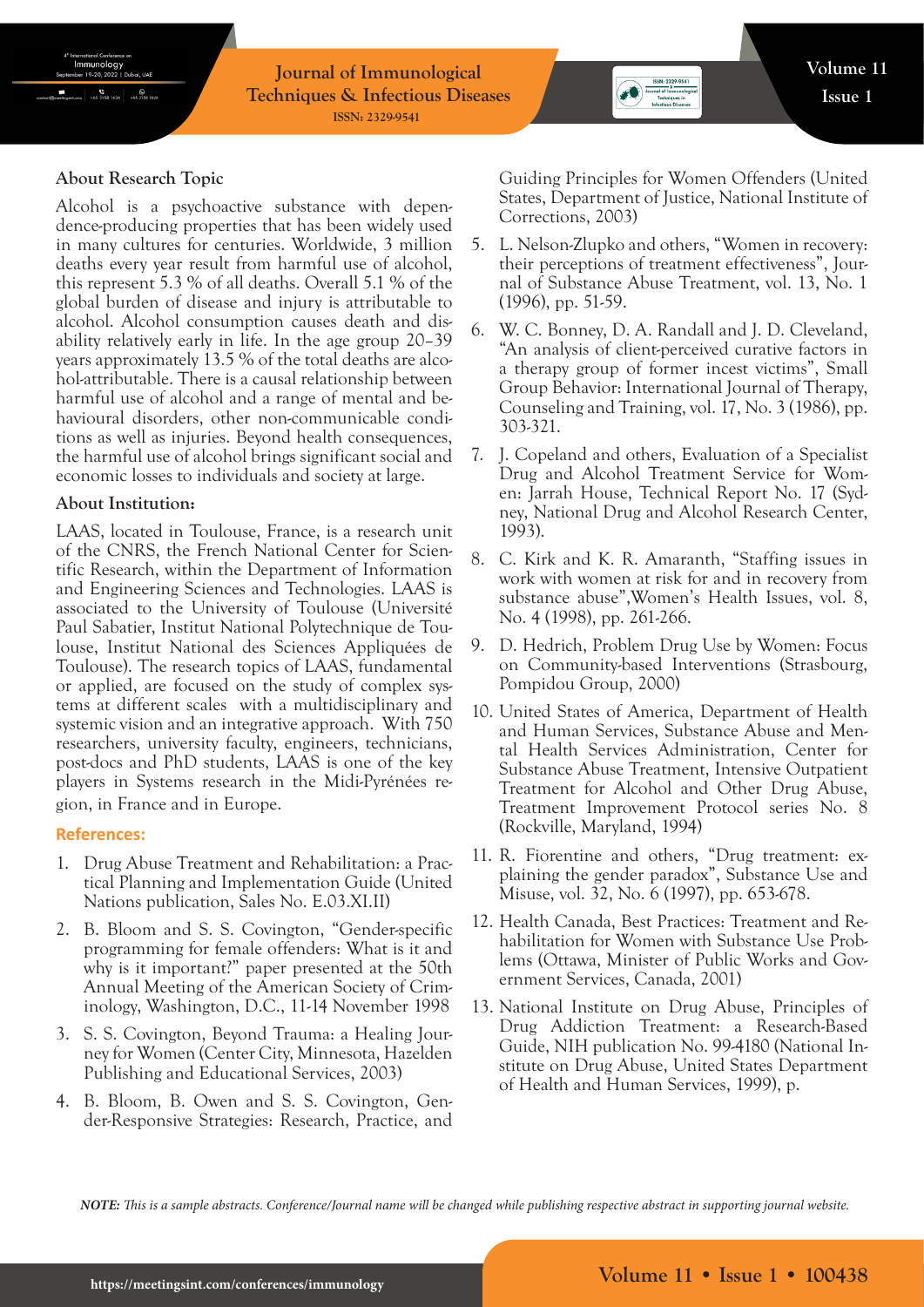### About Research Topic

Alcohol is a psychoactive substance with dependence-producing properties that has been widely used in many cultures for centuries. Worldwide, 3 million deaths every year result from harmful use of alcohol, this represent 5.3 % of all deaths. Overall 5.1 % of the global burden of disease and injury is attributable to alcohol. Alcohol consumption causes death and disability relatively early in life. In the age group 20–39 years approximately 13.5 % of the total deaths are alcohol-attributable. There is a causal relationship between harmful use of alcohol and a range of mental and behavioural disorders, other non-communicable conditions as well as injuries. Beyond health consequences, the harmful use of alcohol brings significant social and economic losses to individuals and society at large.

### About Institution:

LAAS, located in Toulouse, France, is a research unit of the CNRS, the French National Center for Scientific Research, within the Department of Information and Engineering Sciences and Technologies. LAAS is associated to the University of Toulouse (Université Paul Sabatier, Institut National Polytechnique de Toulouse, Institut National des Sciences Appliquées de Toulouse). The research topics of LAAS, fundamental or applied, are focused on the study of complex systems at different scales with a multidisciplinary and systemic vision and an integrative approach. With 750 researchers, university faculty, engineers, technicians, post-docs and PhD students, LAAS is one of the key players in Systems research in the Midi-Pyrénées region, in France and in Europe.

### References:

1. Drug Abuse Treatment and Rehabilitation: a Practical Planning and Implementation Guide (United Nations publication, Sales No. E.03.XI.II)
2. B. Bloom and S. S. Covington, "Gender-specific programming for female offenders: What is it and why is it important?" paper presented at the 50th Annual Meeting of the American Society of Criminology, Washington, D.C., 11-14 November 1998
3. S. S. Covington, Beyond Trauma: a Healing Journey for Women (Center City, Minnesota, Hazelden Publishing and Educational Services, 2003)
4. B. Bloom, B. Owen and S. S. Covington, Gender-Responsive Strategies: Research, Practice, and Guiding Principles for Women Offenders (United States, Department of Justice, National Institute of Corrections, 2003)
5. L. Nelson-Zlupko and others, "Women in recovery: their perceptions of treatment effectiveness", Journal of Substance Abuse Treatment, vol. 13, No. 1 (1996), pp. 51-59.
6. W. C. Bonney, D. A. Randall and J. D. Cleveland, "An analysis of client-perceived curative factors in a therapy group of former incest victims", Small Group Behavior: International Journal of Therapy, Counseling and Training, vol. 17, No. 3 (1986), pp. 303-321.
7. J. Copeland and others, Evaluation of a Specialist Drug and Alcohol Treatment Service for Women: Jarrah House, Technical Report No. 17 (Sydney, National Drug and Alcohol Research Center, 1993).
8. C. Kirk and K. R. Amaranth, "Staffing issues in work with women at risk for and in recovery from substance abuse",Women's Health Issues, vol. 8, No. 4 (1998), pp. 261-266.
9. D. Hedrich, Problem Drug Use by Women: Focus on Community-based Interventions (Strasbourg, Pompidou Group, 2000)
10. United States of America, Department of Health and Human Services, Substance Abuse and Mental Health Services Administration, Center for Substance Abuse Treatment, Intensive Outpatient Treatment for Alcohol and Other Drug Abuse, Treatment Improvement Protocol series No. 8 (Rockville, Maryland, 1994)
11. R. Fiorentine and others, "Drug treatment: explaining the gender paradox", Substance Use and Misuse, vol. 32, No. 6 (1997), pp. 653-678.
12. Health Canada, Best Practices: Treatment and Rehabilitation for Women with Substance Use Problems (Ottawa, Minister of Public Works and Government Services, Canada, 2001)
13. National Institute on Drug Abuse, Principles of Drug Addiction Treatment: a Research-Based Guide, NIH publication No. 99-4180 (National Institute on Drug Abuse, United States Department of Health and Human Services, 1999), p.

*NOTE: This is a sample abstracts. Conference/Journal name will be changed while publishing respective abstract in supporting journal website.*